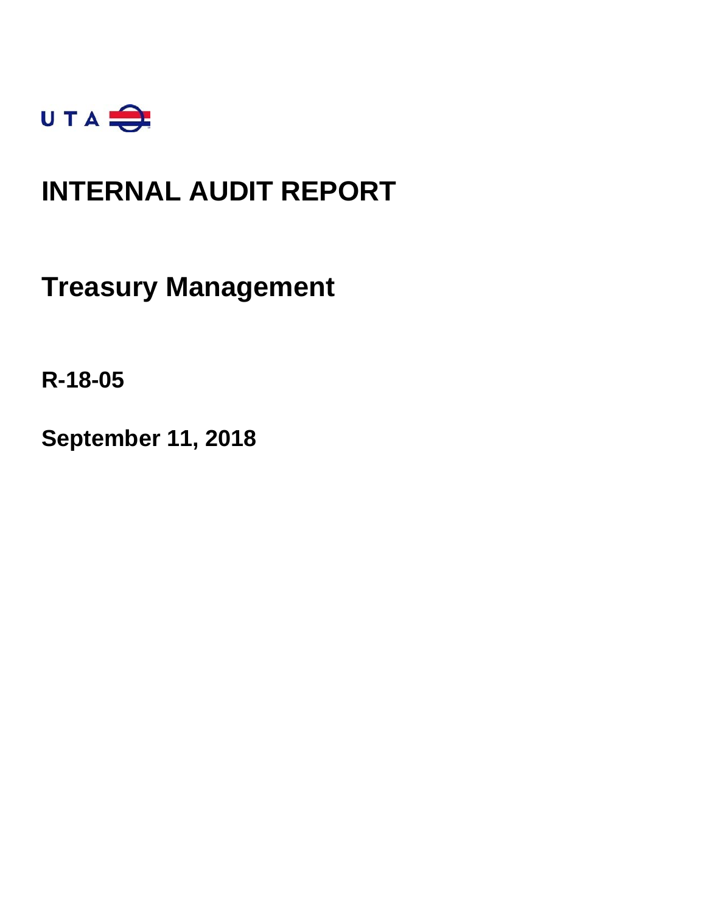UTA

# INTERNAL AUDIT REPORT

## Treasury Management

**R-18-05**

**September 11, 2018**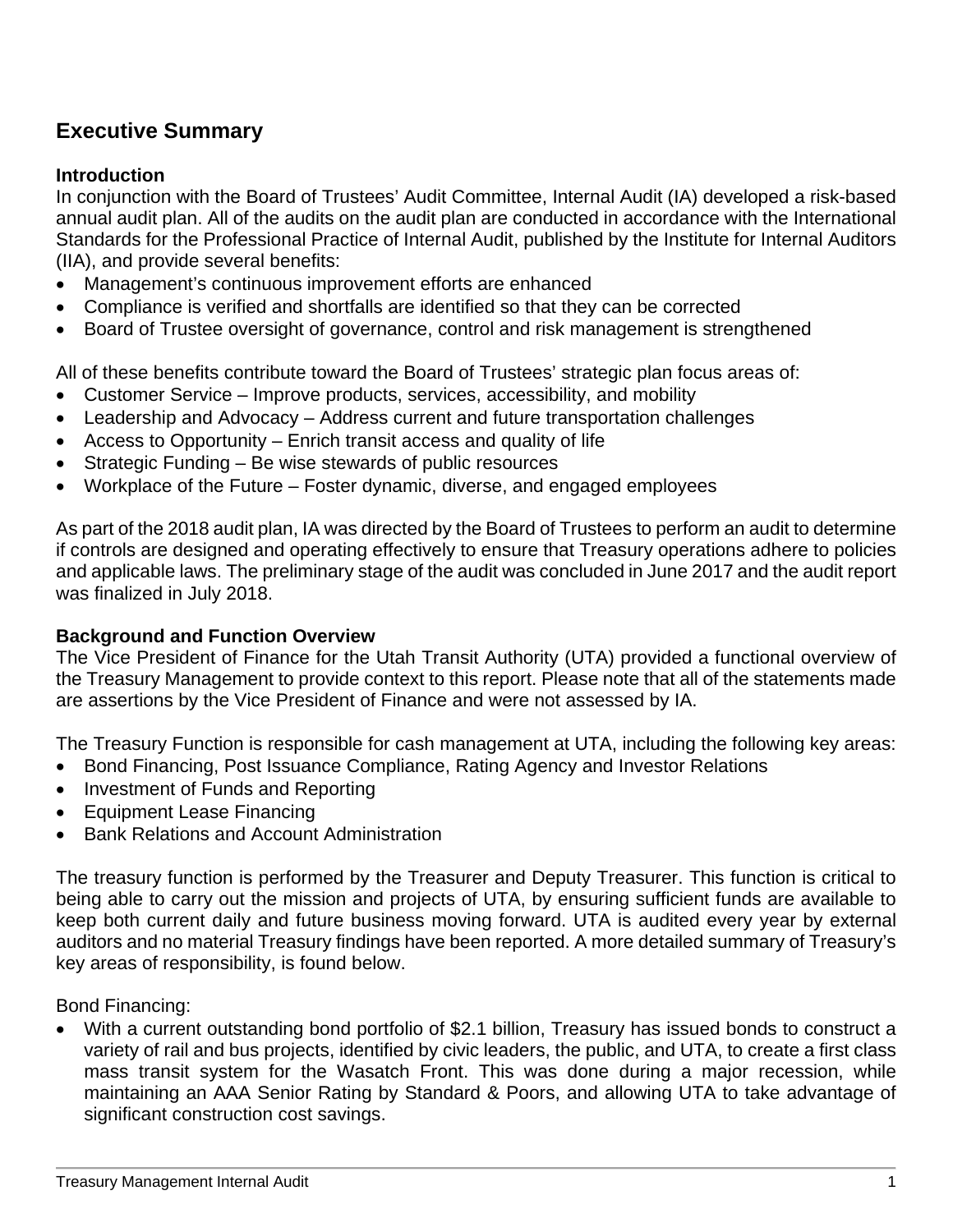## Executive Summary

### Introduction

In conjunction with the Board of Trustees' Audit Committee, Internal Audit (IA) developed a risk-based annual audit plan. All of the audits on the audit plan are conducted in accordance with the International Standards for the Professional Practice of Internal Audit, published by the Institute for Internal Auditors (IIA), and provide several benefits:

- Management's continuous improvement efforts are enhanced
- Compliance is verified and shortfalls are identified so that they can be corrected
- Board of Trustee oversight of governance, control and risk management is strengthened

All of these benefits contribute toward the Board of Trustees' strategic plan focus areas of:

- Customer Service – Improve products, services, accessibility, and mobility
- Leadership and Advocacy – Address current and future transportation challenges
- Access to Opportunity – Enrich transit access and quality of life
- Strategic Funding – Be wise stewards of public resources
- Workplace of the Future – Foster dynamic, diverse, and engaged employees

As part of the 2018 audit plan, IA was directed by the Board of Trustees to perform an audit to determine if controls are designed and operating effectively to ensure that Treasury operations adhere to policies and applicable laws. The preliminary stage of the audit was concluded in June 2017 and the audit report was finalized in July 2018.

### Background and Function Overview

The Vice President of Finance for the Utah Transit Authority (UTA) provided a functional overview of the Treasury Management to provide context to this report. Please note that all of the statements made are assertions by the Vice President of Finance and were not assessed by IA.

The Treasury Function is responsible for cash management at UTA, including the following key areas:

- Bond Financing, Post Issuance Compliance, Rating Agency and Investor Relations
- Investment of Funds and Reporting
- Equipment Lease Financing
- Bank Relations and Account Administration

The treasury function is performed by the Treasurer and Deputy Treasurer. This function is critical to being able to carry out the mission and projects of UTA, by ensuring sufficient funds are available to keep both current daily and future business moving forward. UTA is audited every year by external auditors and no material Treasury findings have been reported. A more detailed summary of Treasury's key areas of responsibility, is found below.

Bond Financing:

- With a current outstanding bond portfolio of $2.1 billion, Treasury has issued bonds to construct a variety of rail and bus projects, identified by civic leaders, the public, and UTA, to create a first class mass transit system for the Wasatch Front. This was done during a major recession, while maintaining an AAA Senior Rating by Standard & Poors, and allowing UTA to take advantage of significant construction cost savings.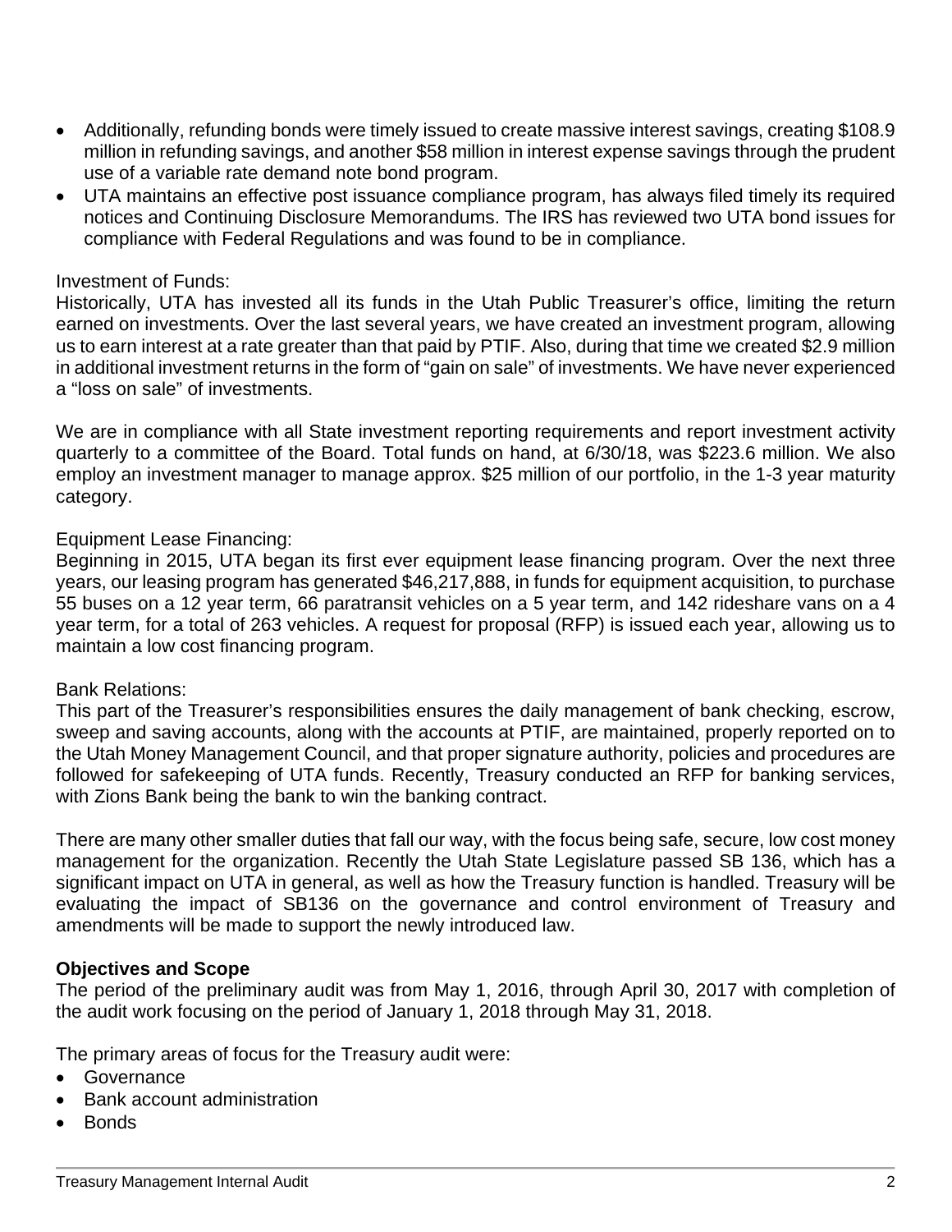- Additionally, refunding bonds were timely issued to create massive interest savings, creating $108.9 million in refunding savings, and another $58 million in interest expense savings through the prudent use of a variable rate demand note bond program.
- UTA maintains an effective post issuance compliance program, has always filed timely its required notices and Continuing Disclosure Memorandums. The IRS has reviewed two UTA bond issues for compliance with Federal Regulations and was found to be in compliance.

Investment of Funds:
Historically, UTA has invested all its funds in the Utah Public Treasurer's office, limiting the return earned on investments. Over the last several years, we have created an investment program, allowing us to earn interest at a rate greater than that paid by PTIF. Also, during that time we created $2.9 million in additional investment returns in the form of "gain on sale" of investments. We have never experienced a "loss on sale" of investments.

We are in compliance with all State investment reporting requirements and report investment activity quarterly to a committee of the Board. Total funds on hand, at 6/30/18, was $223.6 million. We also employ an investment manager to manage approx. $25 million of our portfolio, in the 1-3 year maturity category.

Equipment Lease Financing:
Beginning in 2015, UTA began its first ever equipment lease financing program. Over the next three years, our leasing program has generated $46,217,888, in funds for equipment acquisition, to purchase 55 buses on a 12 year term, 66 paratransit vehicles on a 5 year term, and 142 rideshare vans on a 4 year term, for a total of 263 vehicles. A request for proposal (RFP) is issued each year, allowing us to maintain a low cost financing program.

Bank Relations:
This part of the Treasurer's responsibilities ensures the daily management of bank checking, escrow, sweep and saving accounts, along with the accounts at PTIF, are maintained, properly reported on to the Utah Money Management Council, and that proper signature authority, policies and procedures are followed for safekeeping of UTA funds. Recently, Treasury conducted an RFP for banking services, with Zions Bank being the bank to win the banking contract.

There are many other smaller duties that fall our way, with the focus being safe, secure, low cost money management for the organization. Recently the Utah State Legislature passed SB 136, which has a significant impact on UTA in general, as well as how the Treasury function is handled. Treasury will be evaluating the impact of SB136 on the governance and control environment of Treasury and amendments will be made to support the newly introduced law.

**Objectives and Scope**

The period of the preliminary audit was from May 1, 2016, through April 30, 2017 with completion of the audit work focusing on the period of January 1, 2018 through May 31, 2018.

The primary areas of focus for the Treasury audit were:

- Governance
- Bank account administration
- Bonds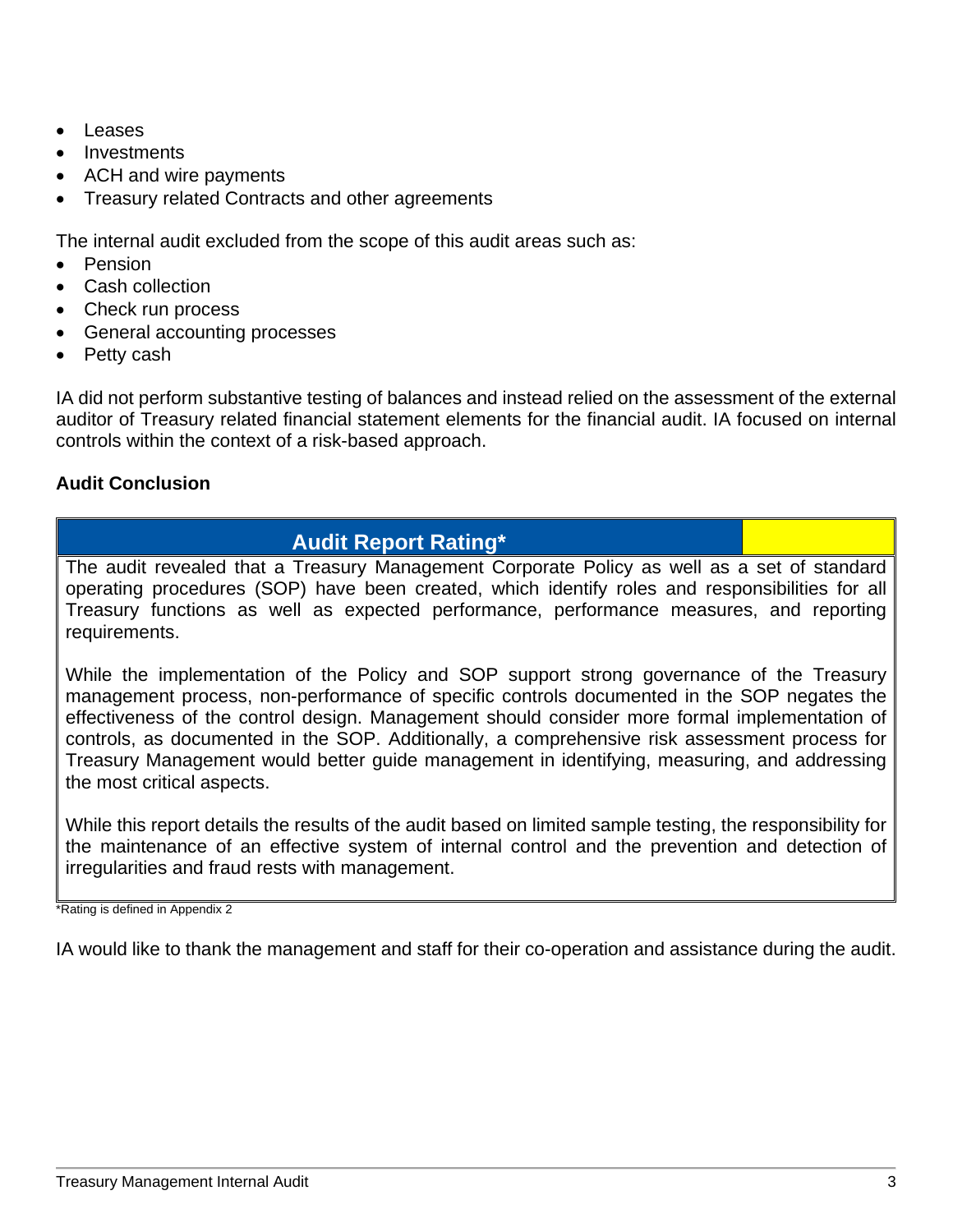- Leases
- Investments
- ACH and wire payments
- Treasury related Contracts and other agreements

The internal audit excluded from the scope of this audit areas such as:

- Pension
- Cash collection
- Check run process
- General accounting processes
- Petty cash

IA did not perform substantive testing of balances and instead relied on the assessment of the external auditor of Treasury related financial statement elements for the financial audit. IA focused on internal controls within the context of a risk-based approach.

**Audit Conclusion**

| **Audit Report Rating*** | |
|---|---|
| The audit revealed that a Treasury Management Corporate Policy as well as a set of standard operating procedures (SOP) have been created, which identify roles and responsibilities for all Treasury functions as well as expected performance, performance measures, and reporting requirements.<br><br>While the implementation of the Policy and SOP support strong governance of the Treasury management process, non-performance of specific controls documented in the SOP negates the effectiveness of the control design. Management should consider more formal implementation of controls, as documented in the SOP. Additionally, a comprehensive risk assessment process for Treasury Management would better guide management in identifying, measuring, and addressing the most critical aspects.<br><br>While this report details the results of the audit based on limited sample testing, the responsibility for the maintenance of an effective system of internal control and the prevention and detection of irregularities and fraud rests with management. | |

*Rating is defined in Appendix 2

IA would like to thank the management and staff for their co-operation and assistance during the audit.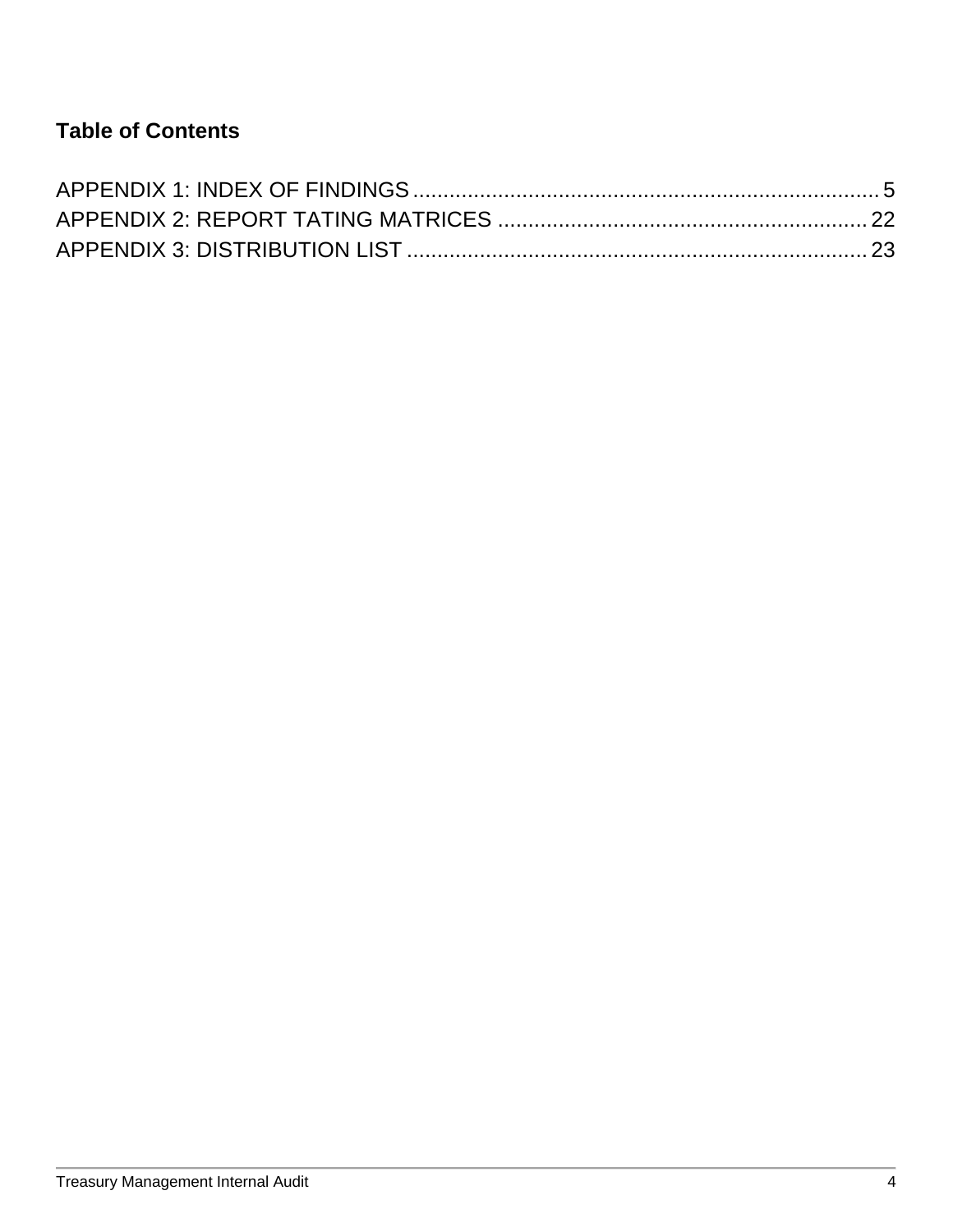## Table of Contents

APPENDIX 1: INDEX OF FINDINGS ........................................................................ 5
APPENDIX 2: REPORT TATING MATRICES ........................................................ 22
APPENDIX 3: DISTRIBUTION LIST ...................................................................... 23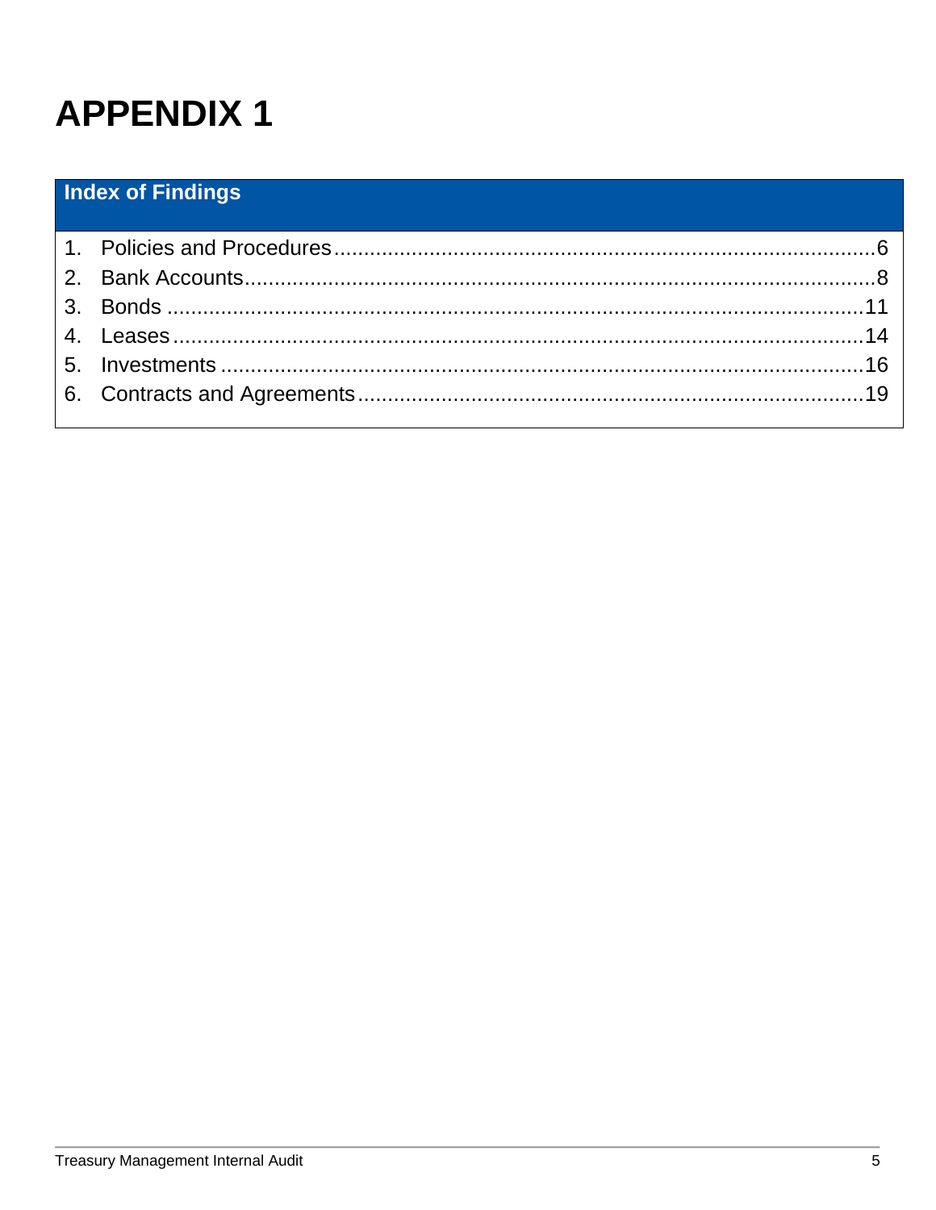# APPENDIX 1

| Index of Findings | |
|---|---|
| 1. Policies and Procedures | 6 |
| 2. Bank Accounts | 8 |
| 3. Bonds | 11 |
| 4. Leases | 14 |
| 5. Investments | 16 |
| 6. Contracts and Agreements | 19 |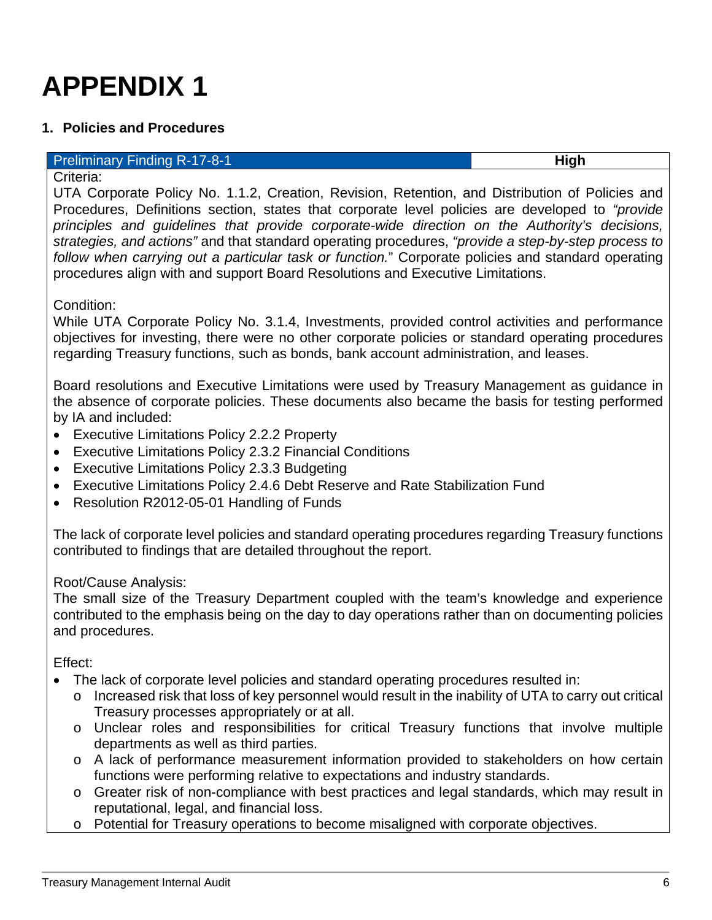# APPENDIX 1

## 1. Policies and Procedures

| Preliminary Finding R-17-8-1 | High |
|---|---|

Criteria:

UTA Corporate Policy No. 1.1.2, Creation, Revision, Retention, and Distribution of Policies and Procedures, Definitions section, states that corporate level policies are developed to *"provide principles and guidelines that provide corporate-wide direction on the Authority's decisions, strategies, and actions"* and that standard operating procedures, *"provide a step-by-step process to follow when carrying out a particular task or function.*" Corporate policies and standard operating procedures align with and support Board Resolutions and Executive Limitations.

Condition:

While UTA Corporate Policy No. 3.1.4, Investments, provided control activities and performance objectives for investing, there were no other corporate policies or standard operating procedures regarding Treasury functions, such as bonds, bank account administration, and leases.

Board resolutions and Executive Limitations were used by Treasury Management as guidance in the absence of corporate policies. These documents also became the basis for testing performed by IA and included:

- Executive Limitations Policy 2.2.2 Property
- Executive Limitations Policy 2.3.2 Financial Conditions
- Executive Limitations Policy 2.3.3 Budgeting
- Executive Limitations Policy 2.4.6 Debt Reserve and Rate Stabilization Fund
- Resolution R2012-05-01 Handling of Funds

The lack of corporate level policies and standard operating procedures regarding Treasury functions contributed to findings that are detailed throughout the report.

Root/Cause Analysis:

The small size of the Treasury Department coupled with the team's knowledge and experience contributed to the emphasis being on the day to day operations rather than on documenting policies and procedures.

Effect:

- The lack of corporate level policies and standard operating procedures resulted in:
  - Increased risk that loss of key personnel would result in the inability of UTA to carry out critical Treasury processes appropriately or at all.
  - Unclear roles and responsibilities for critical Treasury functions that involve multiple departments as well as third parties.
  - A lack of performance measurement information provided to stakeholders on how certain functions were performing relative to expectations and industry standards.
  - Greater risk of non-compliance with best practices and legal standards, which may result in reputational, legal, and financial loss.
  - Potential for Treasury operations to become misaligned with corporate objectives.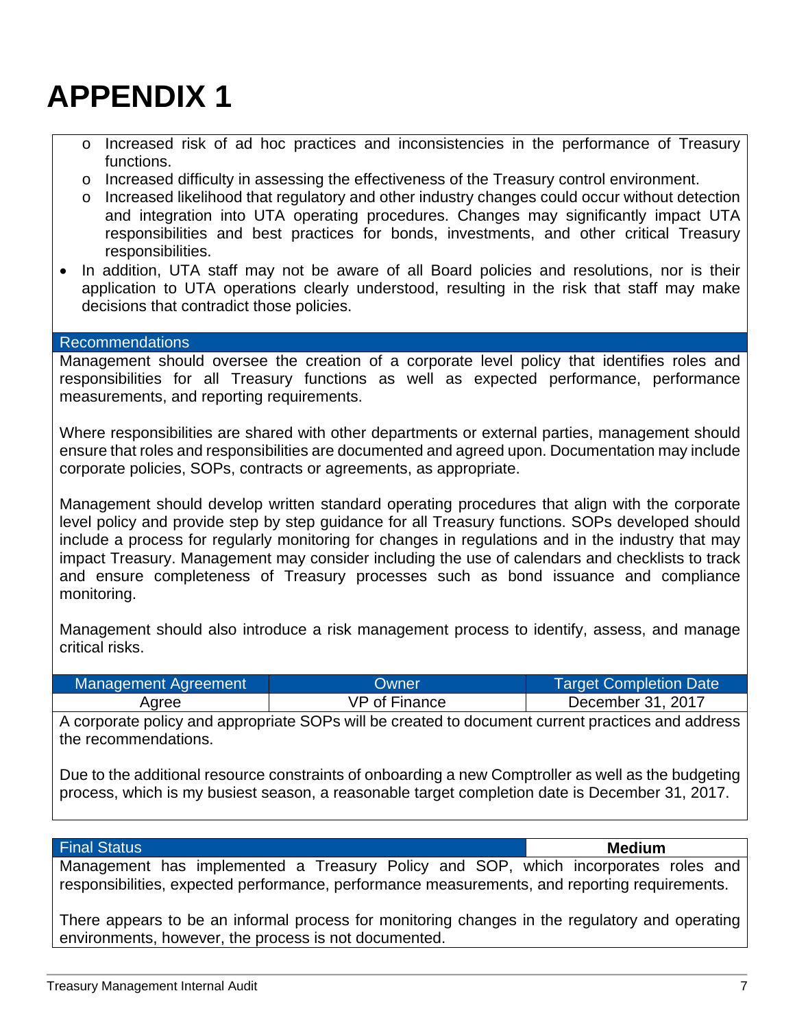# APPENDIX 1

- Increased risk of ad hoc practices and inconsistencies in the performance of Treasury functions.
- Increased difficulty in assessing the effectiveness of the Treasury control environment.
- Increased likelihood that regulatory and other industry changes could occur without detection and integration into UTA operating procedures. Changes may significantly impact UTA responsibilities and best practices for bonds, investments, and other critical Treasury responsibilities.

- In addition, UTA staff may not be aware of all Board policies and resolutions, nor is their application to UTA operations clearly understood, resulting in the risk that staff may make decisions that contradict those policies.

**Recommendations**

Management should oversee the creation of a corporate level policy that identifies roles and responsibilities for all Treasury functions as well as expected performance, performance measurements, and reporting requirements.

Where responsibilities are shared with other departments or external parties, management should ensure that roles and responsibilities are documented and agreed upon. Documentation may include corporate policies, SOPs, contracts or agreements, as appropriate.

Management should develop written standard operating procedures that align with the corporate level policy and provide step by step guidance for all Treasury functions. SOPs developed should include a process for regularly monitoring for changes in regulations and in the industry that may impact Treasury. Management may consider including the use of calendars and checklists to track and ensure completeness of Treasury processes such as bond issuance and compliance monitoring.

Management should also introduce a risk management process to identify, assess, and manage critical risks.

| Management Agreement | Owner | Target Completion Date |
| --- | --- | --- |
| Agree | VP of Finance | December 31, 2017 |

A corporate policy and appropriate SOPs will be created to document current practices and address the recommendations.

Due to the additional resource constraints of onboarding a new Comptroller as well as the budgeting process, which is my busiest season, a reasonable target completion date is December 31, 2017.

| Final Status | Medium |
| --- | --- |

Management has implemented a Treasury Policy and SOP, which incorporates roles and responsibilities, expected performance, performance measurements, and reporting requirements.

There appears to be an informal process for monitoring changes in the regulatory and operating environments, however, the process is not documented.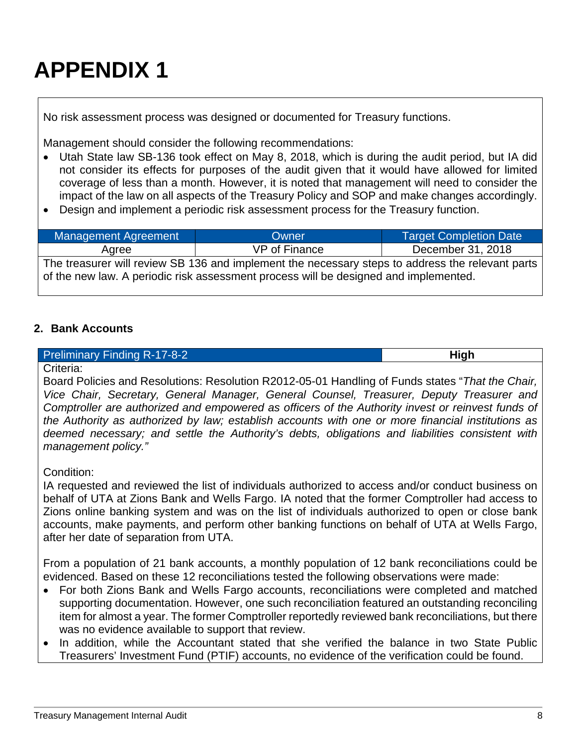# APPENDIX 1

No risk assessment process was designed or documented for Treasury functions.

Management should consider the following recommendations:

- Utah State law SB-136 took effect on May 8, 2018, which is during the audit period, but IA did not consider its effects for purposes of the audit given that it would have allowed for limited coverage of less than a month. However, it is noted that management will need to consider the impact of the law on all aspects of the Treasury Policy and SOP and make changes accordingly.
- Design and implement a periodic risk assessment process for the Treasury function.

| Management Agreement | Owner | Target Completion Date |
|---|---|---|
| Agree | VP of Finance | December 31, 2018 |

The treasurer will review SB 136 and implement the necessary steps to address the relevant parts of the new law. A periodic risk assessment process will be designed and implemented.

## 2. Bank Accounts

| Preliminary Finding R-17-8-2 | High |
|---|---|

Criteria:

Board Policies and Resolutions: Resolution R2012-05-01 Handling of Funds states "*That the Chair, Vice Chair, Secretary, General Manager, General Counsel, Treasurer, Deputy Treasurer and Comptroller are authorized and empowered as officers of the Authority invest or reinvest funds of the Authority as authorized by law; establish accounts with one or more financial institutions as deemed necessary; and settle the Authority's debts, obligations and liabilities consistent with management policy.*"

Condition:

IA requested and reviewed the list of individuals authorized to access and/or conduct business on behalf of UTA at Zions Bank and Wells Fargo. IA noted that the former Comptroller had access to Zions online banking system and was on the list of individuals authorized to open or close bank accounts, make payments, and perform other banking functions on behalf of UTA at Wells Fargo, after her date of separation from UTA.

From a population of 21 bank accounts, a monthly population of 12 bank reconciliations could be evidenced. Based on these 12 reconciliations tested the following observations were made:

- For both Zions Bank and Wells Fargo accounts, reconciliations were completed and matched supporting documentation. However, one such reconciliation featured an outstanding reconciling item for almost a year. The former Comptroller reportedly reviewed bank reconciliations, but there was no evidence available to support that review.
- In addition, while the Accountant stated that she verified the balance in two State Public Treasurers' Investment Fund (PTIF) accounts, no evidence of the verification could be found.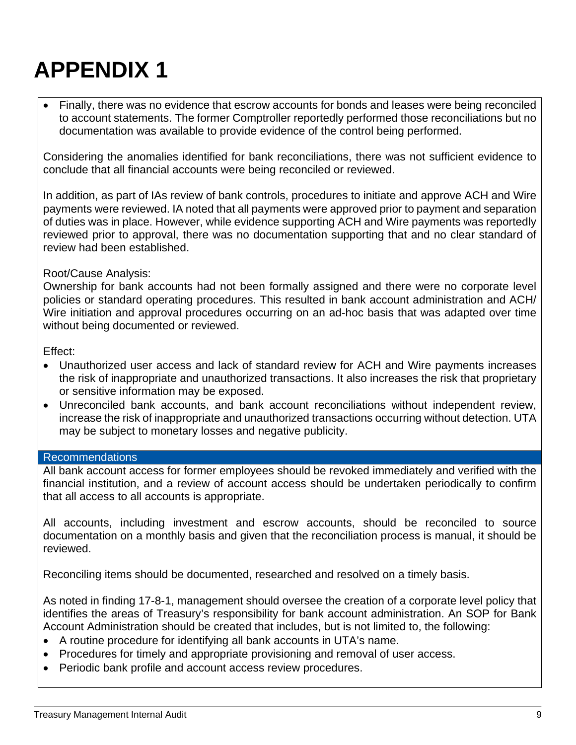# APPENDIX 1

- Finally, there was no evidence that escrow accounts for bonds and leases were being reconciled to account statements. The former Comptroller reportedly performed those reconciliations but no documentation was available to provide evidence of the control being performed.

Considering the anomalies identified for bank reconciliations, there was not sufficient evidence to conclude that all financial accounts were being reconciled or reviewed.

In addition, as part of IAs review of bank controls, procedures to initiate and approve ACH and Wire payments were reviewed. IA noted that all payments were approved prior to payment and separation of duties was in place. However, while evidence supporting ACH and Wire payments was reportedly reviewed prior to approval, there was no documentation supporting that and no clear standard of review had been established.

Root/Cause Analysis:
Ownership for bank accounts had not been formally assigned and there were no corporate level policies or standard operating procedures. This resulted in bank account administration and ACH/ Wire initiation and approval procedures occurring on an ad-hoc basis that was adapted over time without being documented or reviewed.

Effect:

- Unauthorized user access and lack of standard review for ACH and Wire payments increases the risk of inappropriate and unauthorized transactions. It also increases the risk that proprietary or sensitive information may be exposed.
- Unreconciled bank accounts, and bank account reconciliations without independent review, increase the risk of inappropriate and unauthorized transactions occurring without detection. UTA may be subject to monetary losses and negative publicity.

## Recommendations

All bank account access for former employees should be revoked immediately and verified with the financial institution, and a review of account access should be undertaken periodically to confirm that all access to all accounts is appropriate.

All accounts, including investment and escrow accounts, should be reconciled to source documentation on a monthly basis and given that the reconciliation process is manual, it should be reviewed.

Reconciling items should be documented, researched and resolved on a timely basis.

As noted in finding 17-8-1, management should oversee the creation of a corporate level policy that identifies the areas of Treasury's responsibility for bank account administration. An SOP for Bank Account Administration should be created that includes, but is not limited to, the following:

- A routine procedure for identifying all bank accounts in UTA's name.
- Procedures for timely and appropriate provisioning and removal of user access.
- Periodic bank profile and account access review procedures.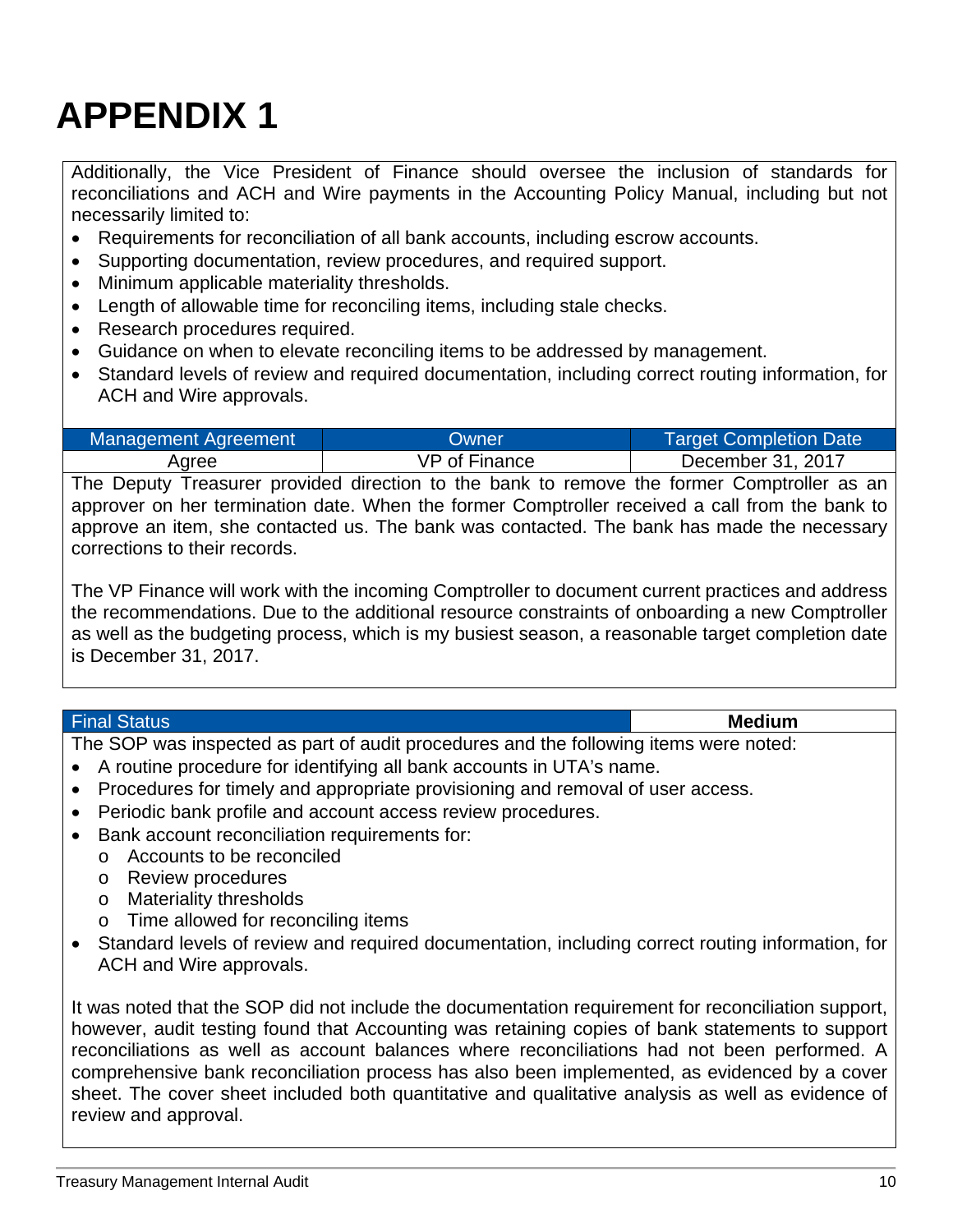# APPENDIX 1

Additionally, the Vice President of Finance should oversee the inclusion of standards for reconciliations and ACH and Wire payments in the Accounting Policy Manual, including but not necessarily limited to:

- Requirements for reconciliation of all bank accounts, including escrow accounts.
- Supporting documentation, review procedures, and required support.
- Minimum applicable materiality thresholds.
- Length of allowable time for reconciling items, including stale checks.
- Research procedures required.
- Guidance on when to elevate reconciling items to be addressed by management.
- Standard levels of review and required documentation, including correct routing information, for ACH and Wire approvals.

| Management Agreement | Owner | Target Completion Date |
|---|---|---|
| Agree | VP of Finance | December 31, 2017 |

The Deputy Treasurer provided direction to the bank to remove the former Comptroller as an approver on her termination date. When the former Comptroller received a call from the bank to approve an item, she contacted us. The bank was contacted. The bank has made the necessary corrections to their records.

The VP Finance will work with the incoming Comptroller to document current practices and address the recommendations. Due to the additional resource constraints of onboarding a new Comptroller as well as the budgeting process, which is my busiest season, a reasonable target completion date is December 31, 2017.

| Final Status | Medium |
|---|---|

The SOP was inspected as part of audit procedures and the following items were noted:

- A routine procedure for identifying all bank accounts in UTA's name.
- Procedures for timely and appropriate provisioning and removal of user access.
- Periodic bank profile and account access review procedures.
- Bank account reconciliation requirements for:
  - Accounts to be reconciled
  - Review procedures
  - Materiality thresholds
  - Time allowed for reconciling items
- Standard levels of review and required documentation, including correct routing information, for ACH and Wire approvals.

It was noted that the SOP did not include the documentation requirement for reconciliation support, however, audit testing found that Accounting was retaining copies of bank statements to support reconciliations as well as account balances where reconciliations had not been performed. A comprehensive bank reconciliation process has also been implemented, as evidenced by a cover sheet. The cover sheet included both quantitative and qualitative analysis as well as evidence of review and approval.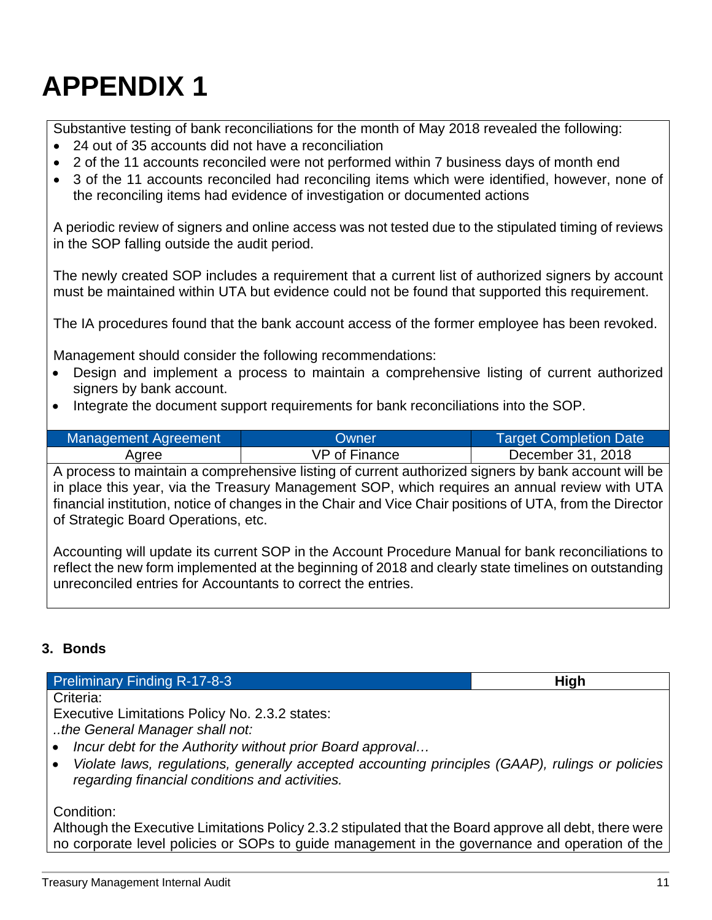# APPENDIX 1

Substantive testing of bank reconciliations for the month of May 2018 revealed the following:

- 24 out of 35 accounts did not have a reconciliation
- 2 of the 11 accounts reconciled were not performed within 7 business days of month end
- 3 of the 11 accounts reconciled had reconciling items which were identified, however, none of the reconciling items had evidence of investigation or documented actions

A periodic review of signers and online access was not tested due to the stipulated timing of reviews in the SOP falling outside the audit period.

The newly created SOP includes a requirement that a current list of authorized signers by account must be maintained within UTA but evidence could not be found that supported this requirement.

The IA procedures found that the bank account access of the former employee has been revoked.

Management should consider the following recommendations:

- Design and implement a process to maintain a comprehensive listing of current authorized signers by bank account.
- Integrate the document support requirements for bank reconciliations into the SOP.

| Management Agreement | Owner | Target Completion Date |
|---|---|---|
| Agree | VP of Finance | December 31, 2018 |

A process to maintain a comprehensive listing of current authorized signers by bank account will be in place this year, via the Treasury Management SOP, which requires an annual review with UTA financial institution, notice of changes in the Chair and Vice Chair positions of UTA, from the Director of Strategic Board Operations, etc.

Accounting will update its current SOP in the Account Procedure Manual for bank reconciliations to reflect the new form implemented at the beginning of 2018 and clearly state timelines on outstanding unreconciled entries for Accountants to correct the entries.

### 3. Bonds

| Preliminary Finding R-17-8-3 | High |
|---|---|

Criteria:

Executive Limitations Policy No. 2.3.2 states:

*..the General Manager shall not:*

- *Incur debt for the Authority without prior Board approval…*
- *Violate laws, regulations, generally accepted accounting principles (GAAP), rulings or policies regarding financial conditions and activities.*

Condition:

Although the Executive Limitations Policy 2.3.2 stipulated that the Board approve all debt, there were no corporate level policies or SOPs to guide management in the governance and operation of the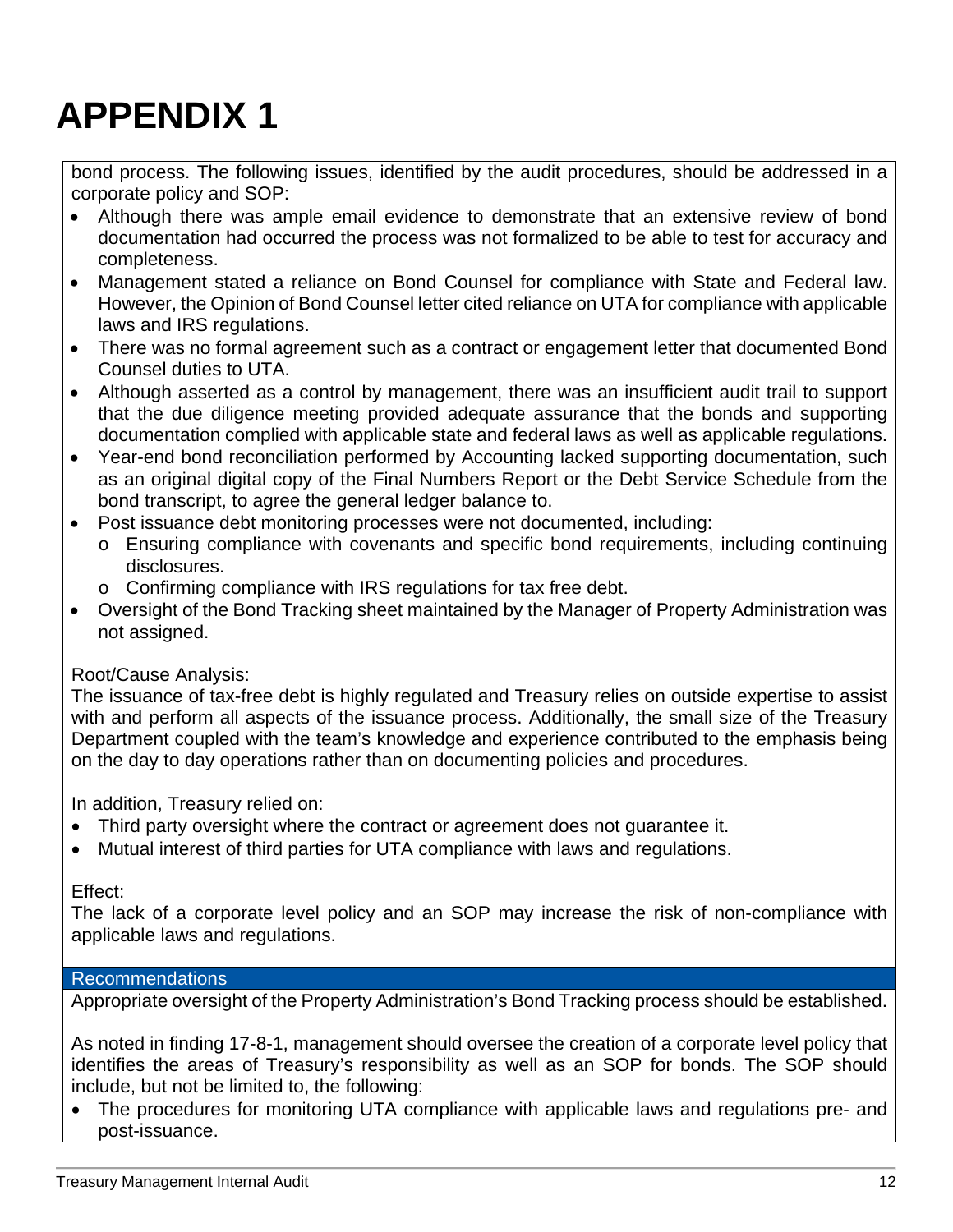# APPENDIX 1

bond process. The following issues, identified by the audit procedures, should be addressed in a corporate policy and SOP:

- Although there was ample email evidence to demonstrate that an extensive review of bond documentation had occurred the process was not formalized to be able to test for accuracy and completeness.
- Management stated a reliance on Bond Counsel for compliance with State and Federal law. However, the Opinion of Bond Counsel letter cited reliance on UTA for compliance with applicable laws and IRS regulations.
- There was no formal agreement such as a contract or engagement letter that documented Bond Counsel duties to UTA.
- Although asserted as a control by management, there was an insufficient audit trail to support that the due diligence meeting provided adequate assurance that the bonds and supporting documentation complied with applicable state and federal laws as well as applicable regulations.
- Year-end bond reconciliation performed by Accounting lacked supporting documentation, such as an original digital copy of the Final Numbers Report or the Debt Service Schedule from the bond transcript, to agree the general ledger balance to.
- Post issuance debt monitoring processes were not documented, including:
  - Ensuring compliance with covenants and specific bond requirements, including continuing disclosures.
  - Confirming compliance with IRS regulations for tax free debt.
- Oversight of the Bond Tracking sheet maintained by the Manager of Property Administration was not assigned.

Root/Cause Analysis:
The issuance of tax-free debt is highly regulated and Treasury relies on outside expertise to assist with and perform all aspects of the issuance process. Additionally, the small size of the Treasury Department coupled with the team's knowledge and experience contributed to the emphasis being on the day to day operations rather than on documenting policies and procedures.

In addition, Treasury relied on:

- Third party oversight where the contract or agreement does not guarantee it.
- Mutual interest of third parties for UTA compliance with laws and regulations.

Effect:
The lack of a corporate level policy and an SOP may increase the risk of non-compliance with applicable laws and regulations.

**Recommendations**

Appropriate oversight of the Property Administration's Bond Tracking process should be established.

As noted in finding 17-8-1, management should oversee the creation of a corporate level policy that identifies the areas of Treasury's responsibility as well as an SOP for bonds. The SOP should include, but not be limited to, the following:

- The procedures for monitoring UTA compliance with applicable laws and regulations pre- and post-issuance.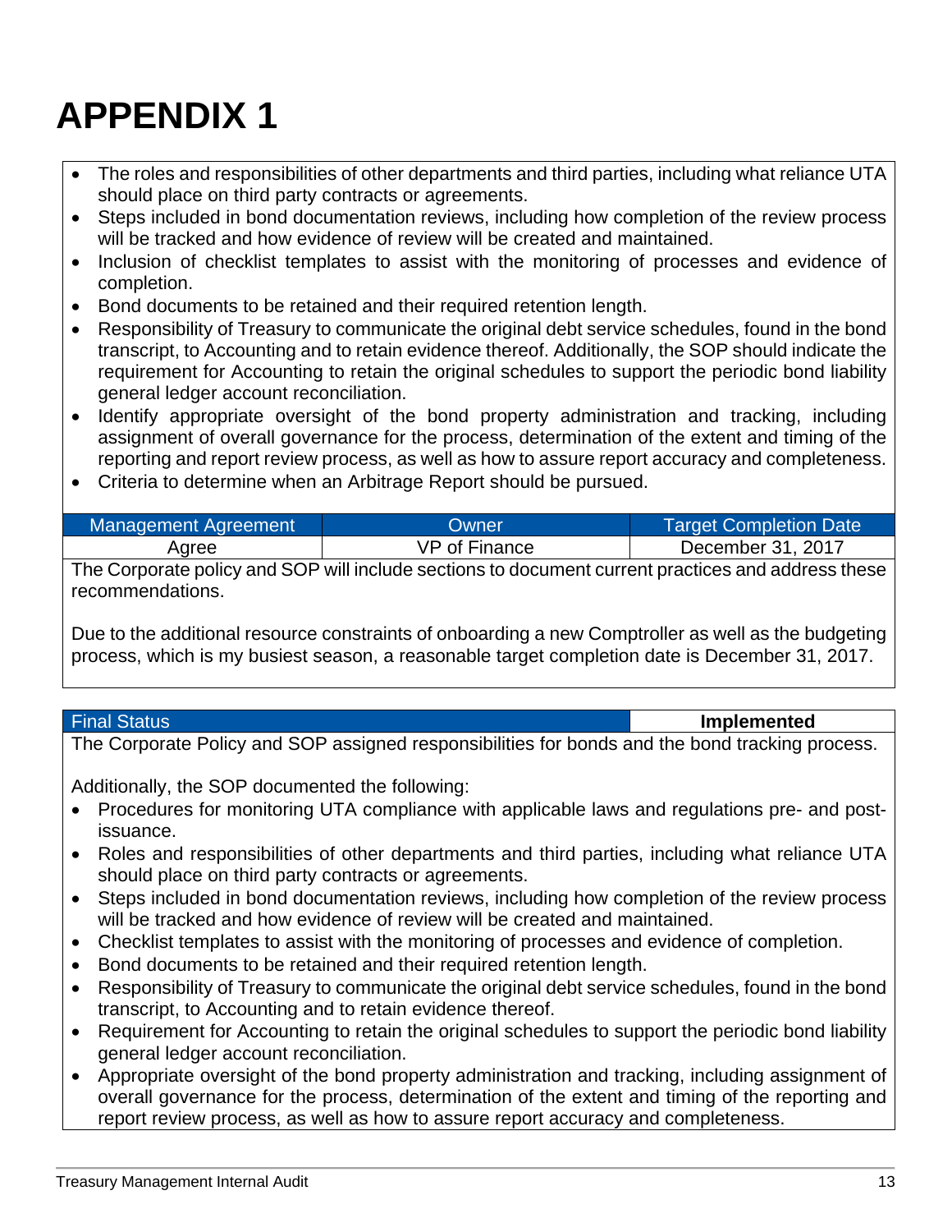# APPENDIX 1

- The roles and responsibilities of other departments and third parties, including what reliance UTA should place on third party contracts or agreements.
- Steps included in bond documentation reviews, including how completion of the review process will be tracked and how evidence of review will be created and maintained.
- Inclusion of checklist templates to assist with the monitoring of processes and evidence of completion.
- Bond documents to be retained and their required retention length.
- Responsibility of Treasury to communicate the original debt service schedules, found in the bond transcript, to Accounting and to retain evidence thereof. Additionally, the SOP should indicate the requirement for Accounting to retain the original schedules to support the periodic bond liability general ledger account reconciliation.
- Identify appropriate oversight of the bond property administration and tracking, including assignment of overall governance for the process, determination of the extent and timing of the reporting and report review process, as well as how to assure report accuracy and completeness.
- Criteria to determine when an Arbitrage Report should be pursued.

| Management Agreement | Owner | Target Completion Date |
|---|---|---|
| Agree | VP of Finance | December 31, 2017 |

The Corporate policy and SOP will include sections to document current practices and address these recommendations.

Due to the additional resource constraints of onboarding a new Comptroller as well as the budgeting process, which is my busiest season, a reasonable target completion date is December 31, 2017.

| Final Status | **Implemented** |
|---|---|

The Corporate Policy and SOP assigned responsibilities for bonds and the bond tracking process.

Additionally, the SOP documented the following:

- Procedures for monitoring UTA compliance with applicable laws and regulations pre- and post-issuance.
- Roles and responsibilities of other departments and third parties, including what reliance UTA should place on third party contracts or agreements.
- Steps included in bond documentation reviews, including how completion of the review process will be tracked and how evidence of review will be created and maintained.
- Checklist templates to assist with the monitoring of processes and evidence of completion.
- Bond documents to be retained and their required retention length.
- Responsibility of Treasury to communicate the original debt service schedules, found in the bond transcript, to Accounting and to retain evidence thereof.
- Requirement for Accounting to retain the original schedules to support the periodic bond liability general ledger account reconciliation.
- Appropriate oversight of the bond property administration and tracking, including assignment of overall governance for the process, determination of the extent and timing of the reporting and report review process, as well as how to assure report accuracy and completeness.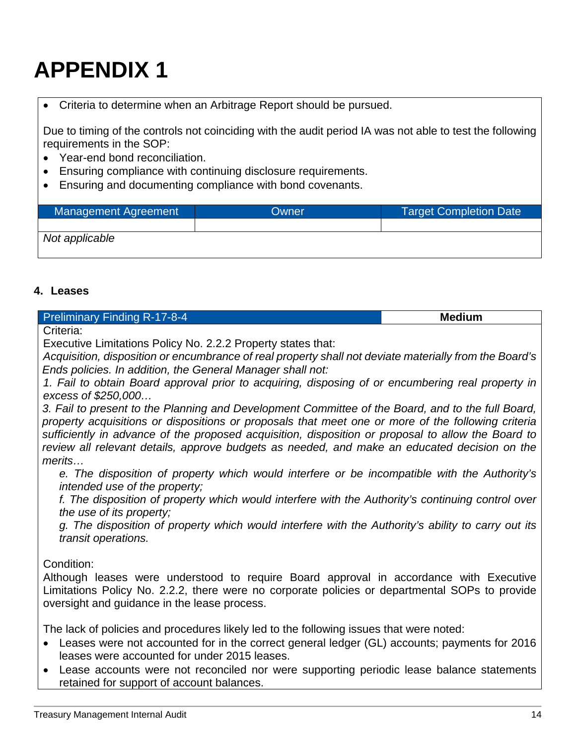# APPENDIX 1

- Criteria to determine when an Arbitrage Report should be pursued.

Due to timing of the controls not coinciding with the audit period IA was not able to test the following requirements in the SOP:

- Year-end bond reconciliation.
- Ensuring compliance with continuing disclosure requirements.
- Ensuring and documenting compliance with bond covenants.

| Management Agreement | Owner | Target Completion Date |
|---|---|---|
| | | |
| *Not applicable* | | |

**4. Leases**

| Preliminary Finding R-17-8-4 | **Medium** |
|---|---|

Criteria:

Executive Limitations Policy No. 2.2.2 Property states that:

*Acquisition, disposition or encumbrance of real property shall not deviate materially from the Board's Ends policies. In addition, the General Manager shall not:*

*1. Fail to obtain Board approval prior to acquiring, disposing of or encumbering real property in excess of $250,000…*

*3. Fail to present to the Planning and Development Committee of the Board, and to the full Board, property acquisitions or dispositions or proposals that meet one or more of the following criteria sufficiently in advance of the proposed acquisition, disposition or proposal to allow the Board to review all relevant details, approve budgets as needed, and make an educated decision on the merits…*

*e. The disposition of property which would interfere or be incompatible with the Authority's intended use of the property;*

*f. The disposition of property which would interfere with the Authority's continuing control over the use of its property;*

*g. The disposition of property which would interfere with the Authority's ability to carry out its transit operations.*

Condition:

Although leases were understood to require Board approval in accordance with Executive Limitations Policy No. 2.2.2, there were no corporate policies or departmental SOPs to provide oversight and guidance in the lease process.

The lack of policies and procedures likely led to the following issues that were noted:

- Leases were not accounted for in the correct general ledger (GL) accounts; payments for 2016 leases were accounted for under 2015 leases.
- Lease accounts were not reconciled nor were supporting periodic lease balance statements retained for support of account balances.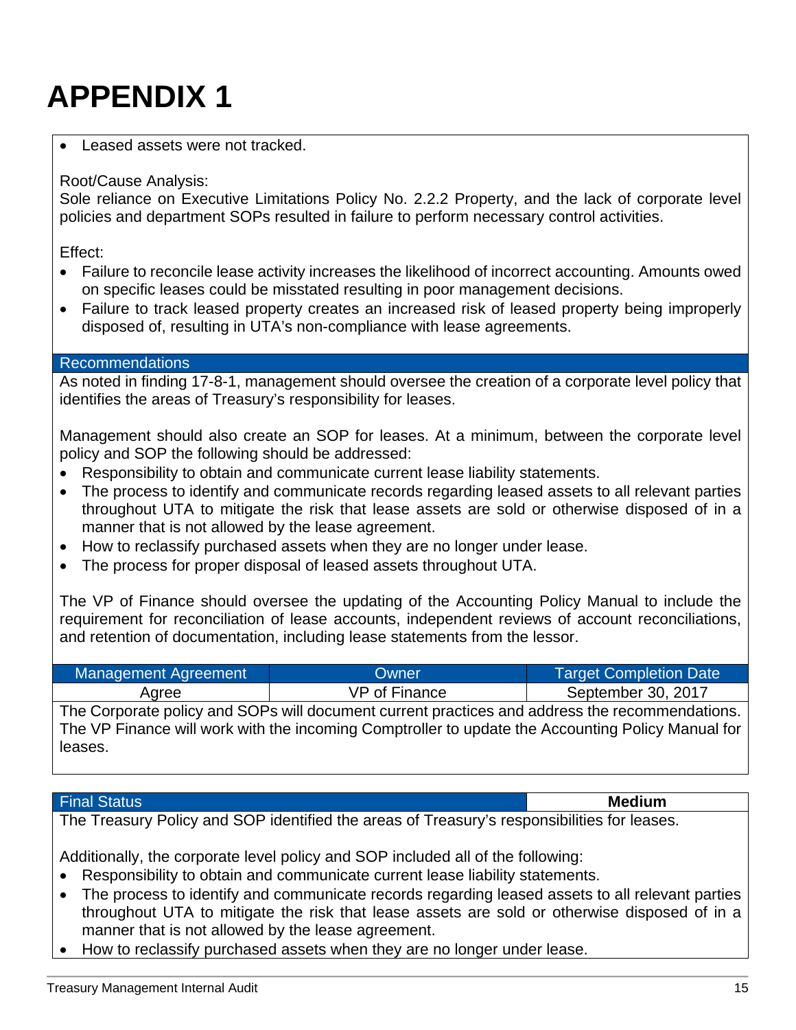# APPENDIX 1

- Leased assets were not tracked.

Root/Cause Analysis:
Sole reliance on Executive Limitations Policy No. 2.2.2 Property, and the lack of corporate level policies and department SOPs resulted in failure to perform necessary control activities.

Effect:
- Failure to reconcile lease activity increases the likelihood of incorrect accounting. Amounts owed on specific leases could be misstated resulting in poor management decisions.
- Failure to track leased property creates an increased risk of leased property being improperly disposed of, resulting in UTA's non-compliance with lease agreements.

**Recommendations**

As noted in finding 17-8-1, management should oversee the creation of a corporate level policy that identifies the areas of Treasury's responsibility for leases.

Management should also create an SOP for leases. At a minimum, between the corporate level policy and SOP the following should be addressed:
- Responsibility to obtain and communicate current lease liability statements.
- The process to identify and communicate records regarding leased assets to all relevant parties throughout UTA to mitigate the risk that lease assets are sold or otherwise disposed of in a manner that is not allowed by the lease agreement.
- How to reclassify purchased assets when they are no longer under lease.
- The process for proper disposal of leased assets throughout UTA.

The VP of Finance should oversee the updating of the Accounting Policy Manual to include the requirement for reconciliation of lease accounts, independent reviews of account reconciliations, and retention of documentation, including lease statements from the lessor.

| Management Agreement | Owner | Target Completion Date |
|---|---|---|
| Agree | VP of Finance | September 30, 2017 |

The Corporate policy and SOPs will document current practices and address the recommendations. The VP Finance will work with the incoming Comptroller to update the Accounting Policy Manual for leases.

| Final Status | Medium |
|---|---|

The Treasury Policy and SOP identified the areas of Treasury's responsibilities for leases.

Additionally, the corporate level policy and SOP included all of the following:
- Responsibility to obtain and communicate current lease liability statements.
- The process to identify and communicate records regarding leased assets to all relevant parties throughout UTA to mitigate the risk that lease assets are sold or otherwise disposed of in a manner that is not allowed by the lease agreement.
- How to reclassify purchased assets when they are no longer under lease.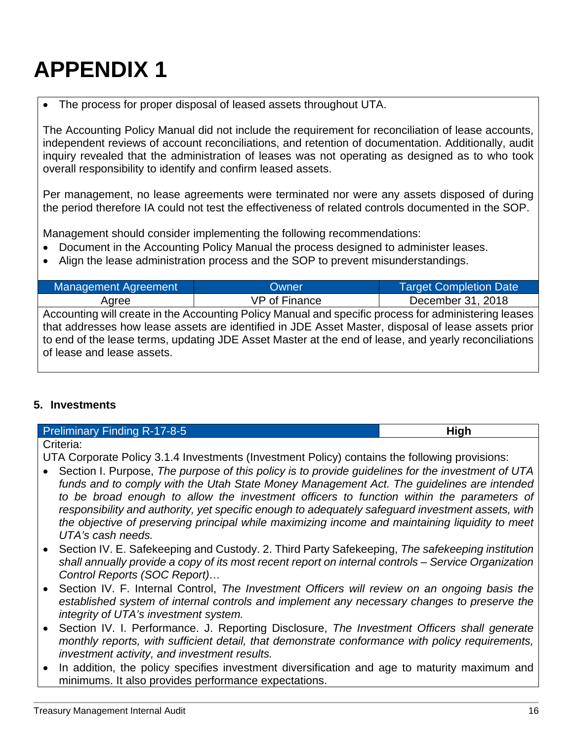# APPENDIX 1

- The process for proper disposal of leased assets throughout UTA.

The Accounting Policy Manual did not include the requirement for reconciliation of lease accounts, independent reviews of account reconciliations, and retention of documentation. Additionally, audit inquiry revealed that the administration of leases was not operating as designed as to who took overall responsibility to identify and confirm leased assets.

Per management, no lease agreements were terminated nor were any assets disposed of during the period therefore IA could not test the effectiveness of related controls documented in the SOP.

Management should consider implementing the following recommendations:

- Document in the Accounting Policy Manual the process designed to administer leases.
- Align the lease administration process and the SOP to prevent misunderstandings.

| Management Agreement | Owner | Target Completion Date |
|---|---|---|
| Agree | VP of Finance | December 31, 2018 |

Accounting will create in the Accounting Policy Manual and specific process for administering leases that addresses how lease assets are identified in JDE Asset Master, disposal of lease assets prior to end of the lease terms, updating JDE Asset Master at the end of lease, and yearly reconciliations of lease and lease assets.

### 5. Investments

| Preliminary Finding R-17-8-5 | High |
|---|---|

Criteria:

UTA Corporate Policy 3.1.4 Investments (Investment Policy) contains the following provisions:

- Section I. Purpose, *The purpose of this policy is to provide guidelines for the investment of UTA funds and to comply with the Utah State Money Management Act. The guidelines are intended to be broad enough to allow the investment officers to function within the parameters of responsibility and authority, yet specific enough to adequately safeguard investment assets, with the objective of preserving principal while maximizing income and maintaining liquidity to meet UTA's cash needs.*
- Section IV. E. Safekeeping and Custody. 2. Third Party Safekeeping, *The safekeeping institution shall annually provide a copy of its most recent report on internal controls – Service Organization Control Reports (SOC Report)…*
- Section IV. F. Internal Control, *The Investment Officers will review on an ongoing basis the established system of internal controls and implement any necessary changes to preserve the integrity of UTA's investment system.*
- Section IV. I. Performance. J. Reporting Disclosure, *The Investment Officers shall generate monthly reports, with sufficient detail, that demonstrate conformance with policy requirements, investment activity, and investment results.*
- In addition, the policy specifies investment diversification and age to maturity maximum and minimums. It also provides performance expectations.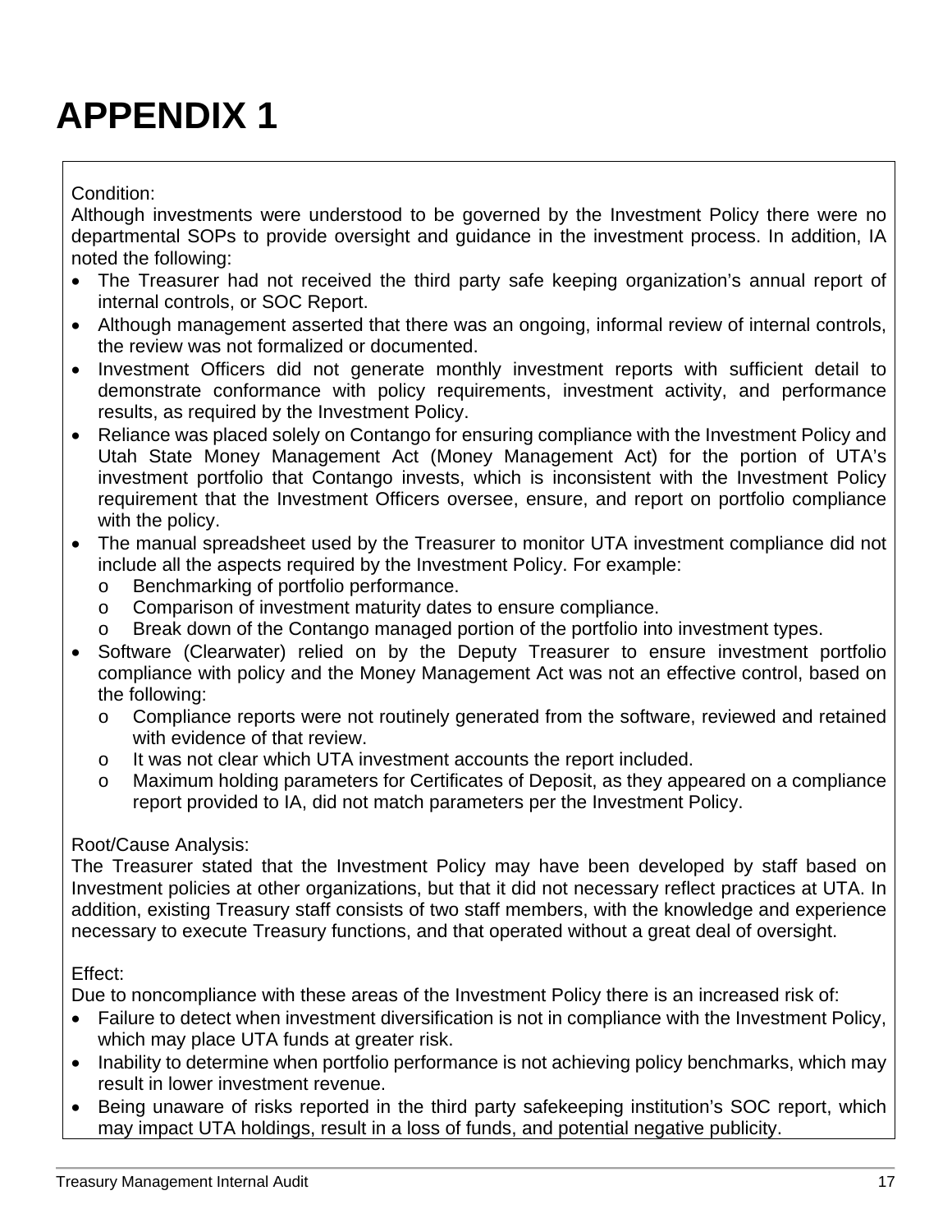# APPENDIX 1

Condition:
Although investments were understood to be governed by the Investment Policy there were no departmental SOPs to provide oversight and guidance in the investment process. In addition, IA noted the following:

- The Treasurer had not received the third party safe keeping organization's annual report of internal controls, or SOC Report.
- Although management asserted that there was an ongoing, informal review of internal controls, the review was not formalized or documented.
- Investment Officers did not generate monthly investment reports with sufficient detail to demonstrate conformance with policy requirements, investment activity, and performance results, as required by the Investment Policy.
- Reliance was placed solely on Contango for ensuring compliance with the Investment Policy and Utah State Money Management Act (Money Management Act) for the portion of UTA's investment portfolio that Contango invests, which is inconsistent with the Investment Policy requirement that the Investment Officers oversee, ensure, and report on portfolio compliance with the policy.
- The manual spreadsheet used by the Treasurer to monitor UTA investment compliance did not include all the aspects required by the Investment Policy. For example:
    - Benchmarking of portfolio performance.
    - Comparison of investment maturity dates to ensure compliance.
    - Break down of the Contango managed portion of the portfolio into investment types.
- Software (Clearwater) relied on by the Deputy Treasurer to ensure investment portfolio compliance with policy and the Money Management Act was not an effective control, based on the following:
    - Compliance reports were not routinely generated from the software, reviewed and retained with evidence of that review.
    - It was not clear which UTA investment accounts the report included.
    - Maximum holding parameters for Certificates of Deposit, as they appeared on a compliance report provided to IA, did not match parameters per the Investment Policy.

Root/Cause Analysis:
The Treasurer stated that the Investment Policy may have been developed by staff based on Investment policies at other organizations, but that it did not necessary reflect practices at UTA. In addition, existing Treasury staff consists of two staff members, with the knowledge and experience necessary to execute Treasury functions, and that operated without a great deal of oversight.

Effect:
Due to noncompliance with these areas of the Investment Policy there is an increased risk of:

- Failure to detect when investment diversification is not in compliance with the Investment Policy, which may place UTA funds at greater risk.
- Inability to determine when portfolio performance is not achieving policy benchmarks, which may result in lower investment revenue.
- Being unaware of risks reported in the third party safekeeping institution's SOC report, which may impact UTA holdings, result in a loss of funds, and potential negative publicity.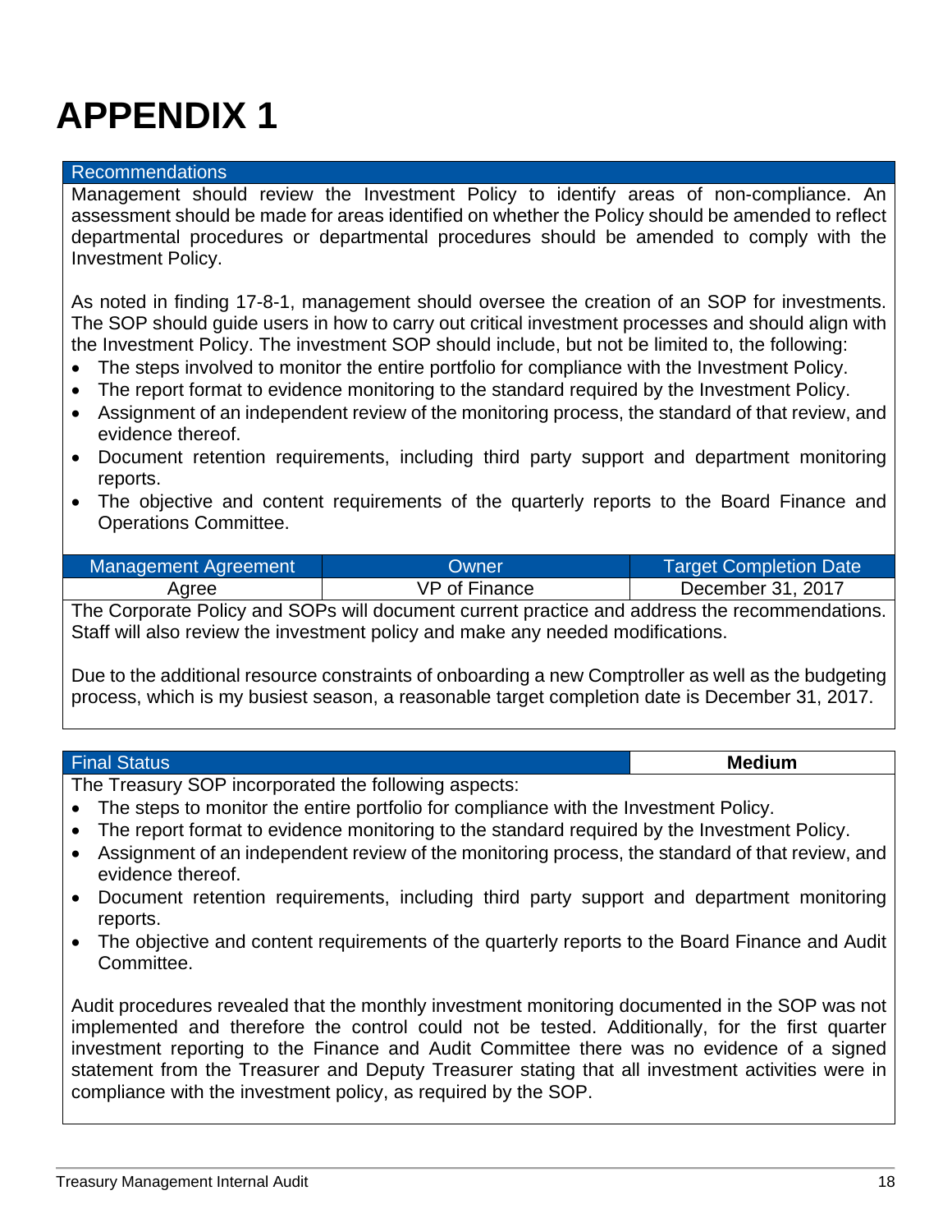# APPENDIX 1

**Recommendations**

Management should review the Investment Policy to identify areas of non-compliance. An assessment should be made for areas identified on whether the Policy should be amended to reflect departmental procedures or departmental procedures should be amended to comply with the Investment Policy.

As noted in finding 17-8-1, management should oversee the creation of an SOP for investments. The SOP should guide users in how to carry out critical investment processes and should align with the Investment Policy. The investment SOP should include, but not be limited to, the following:

- The steps involved to monitor the entire portfolio for compliance with the Investment Policy.
- The report format to evidence monitoring to the standard required by the Investment Policy.
- Assignment of an independent review of the monitoring process, the standard of that review, and evidence thereof.
- Document retention requirements, including third party support and department monitoring reports.
- The objective and content requirements of the quarterly reports to the Board Finance and Operations Committee.

| Management Agreement | Owner | Target Completion Date |
|---|---|---|
| Agree | VP of Finance | December 31, 2017 |

The Corporate Policy and SOPs will document current practice and address the recommendations. Staff will also review the investment policy and make any needed modifications.

Due to the additional resource constraints of onboarding a new Comptroller as well as the budgeting process, which is my busiest season, a reasonable target completion date is December 31, 2017.

| Final Status | Medium |
|---|---|

The Treasury SOP incorporated the following aspects:

- The steps to monitor the entire portfolio for compliance with the Investment Policy.
- The report format to evidence monitoring to the standard required by the Investment Policy.
- Assignment of an independent review of the monitoring process, the standard of that review, and evidence thereof.
- Document retention requirements, including third party support and department monitoring reports.
- The objective and content requirements of the quarterly reports to the Board Finance and Audit Committee.

Audit procedures revealed that the monthly investment monitoring documented in the SOP was not implemented and therefore the control could not be tested. Additionally, for the first quarter investment reporting to the Finance and Audit Committee there was no evidence of a signed statement from the Treasurer and Deputy Treasurer stating that all investment activities were in compliance with the investment policy, as required by the SOP.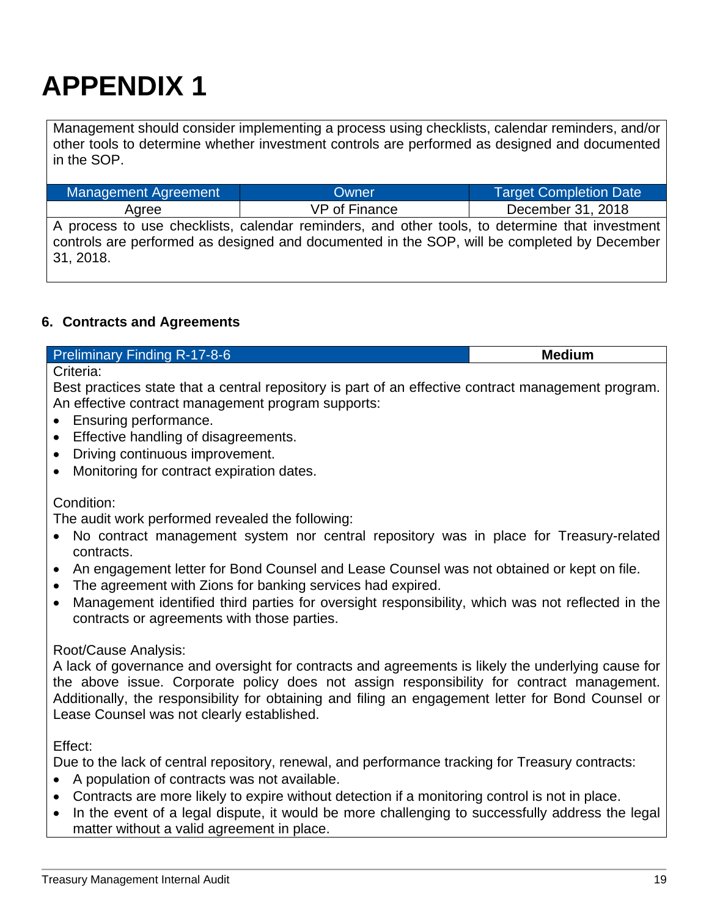# APPENDIX 1

Management should consider implementing a process using checklists, calendar reminders, and/or other tools to determine whether investment controls are performed as designed and documented in the SOP.

| Management Agreement | Owner | Target Completion Date |
|---|---|---|
| Agree | VP of Finance | December 31, 2018 |

A process to use checklists, calendar reminders, and other tools, to determine that investment controls are performed as designed and documented in the SOP, will be completed by December 31, 2018.

### 6. Contracts and Agreements

| Preliminary Finding R-17-8-6 | **Medium** |
|---|---|

Criteria:

Best practices state that a central repository is part of an effective contract management program. An effective contract management program supports:

- Ensuring performance.
- Effective handling of disagreements.
- Driving continuous improvement.
- Monitoring for contract expiration dates.

Condition:

The audit work performed revealed the following:

- No contract management system nor central repository was in place for Treasury-related contracts.
- An engagement letter for Bond Counsel and Lease Counsel was not obtained or kept on file.
- The agreement with Zions for banking services had expired.
- Management identified third parties for oversight responsibility, which was not reflected in the contracts or agreements with those parties.

Root/Cause Analysis:

A lack of governance and oversight for contracts and agreements is likely the underlying cause for the above issue. Corporate policy does not assign responsibility for contract management. Additionally, the responsibility for obtaining and filing an engagement letter for Bond Counsel or Lease Counsel was not clearly established.

Effect:

Due to the lack of central repository, renewal, and performance tracking for Treasury contracts:

- A population of contracts was not available.
- Contracts are more likely to expire without detection if a monitoring control is not in place.
- In the event of a legal dispute, it would be more challenging to successfully address the legal matter without a valid agreement in place.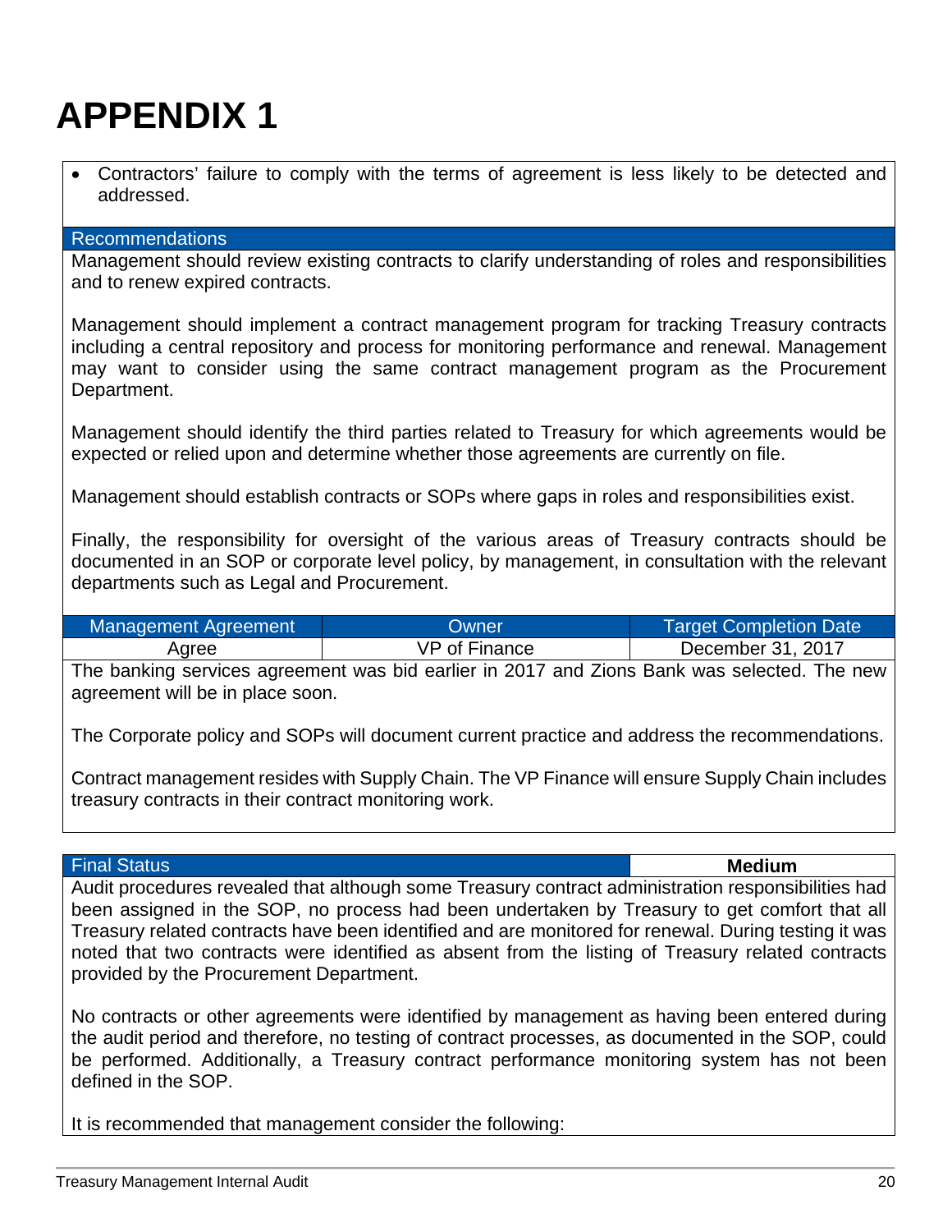# APPENDIX 1

- Contractors' failure to comply with the terms of agreement is less likely to be detected and addressed.

**Recommendations**

Management should review existing contracts to clarify understanding of roles and responsibilities and to renew expired contracts.

Management should implement a contract management program for tracking Treasury contracts including a central repository and process for monitoring performance and renewal. Management may want to consider using the same contract management program as the Procurement Department.

Management should identify the third parties related to Treasury for which agreements would be expected or relied upon and determine whether those agreements are currently on file.

Management should establish contracts or SOPs where gaps in roles and responsibilities exist.

Finally, the responsibility for oversight of the various areas of Treasury contracts should be documented in an SOP or corporate level policy, by management, in consultation with the relevant departments such as Legal and Procurement.

| Management Agreement | Owner | Target Completion Date |
| --- | --- | --- |
| Agree | VP of Finance | December 31, 2017 |

The banking services agreement was bid earlier in 2017 and Zions Bank was selected. The new agreement will be in place soon.

The Corporate policy and SOPs will document current practice and address the recommendations.

Contract management resides with Supply Chain. The VP Finance will ensure Supply Chain includes treasury contracts in their contract monitoring work.

| Final Status | **Medium** |
| --- | --- |

Audit procedures revealed that although some Treasury contract administration responsibilities had been assigned in the SOP, no process had been undertaken by Treasury to get comfort that all Treasury related contracts have been identified and are monitored for renewal. During testing it was noted that two contracts were identified as absent from the listing of Treasury related contracts provided by the Procurement Department.

No contracts or other agreements were identified by management as having been entered during the audit period and therefore, no testing of contract processes, as documented in the SOP, could be performed. Additionally, a Treasury contract performance monitoring system has not been defined in the SOP.

It is recommended that management consider the following: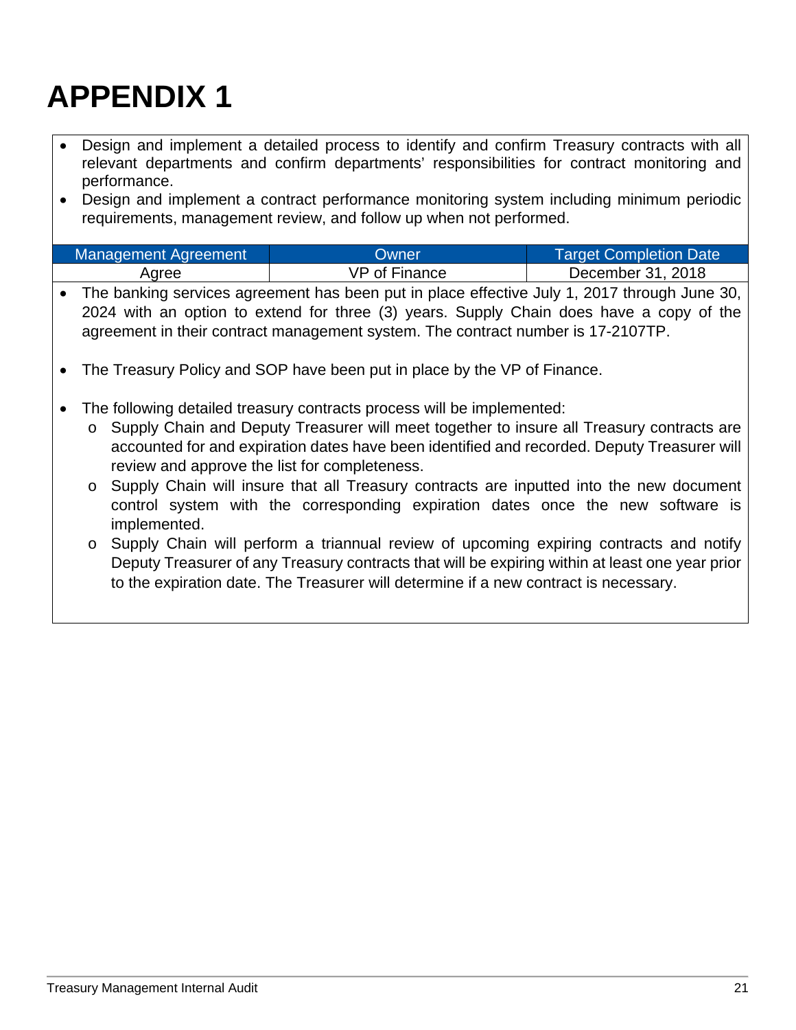# APPENDIX 1

- Design and implement a detailed process to identify and confirm Treasury contracts with all relevant departments and confirm departments' responsibilities for contract monitoring and performance.
- Design and implement a contract performance monitoring system including minimum periodic requirements, management review, and follow up when not performed.

| Management Agreement | Owner | Target Completion Date |
|---|---|---|
| Agree | VP of Finance | December 31, 2018 |

- The banking services agreement has been put in place effective July 1, 2017 through June 30, 2024 with an option to extend for three (3) years. Supply Chain does have a copy of the agreement in their contract management system. The contract number is 17-2107TP.

- The Treasury Policy and SOP have been put in place by the VP of Finance.

- The following detailed treasury contracts process will be implemented:
  - Supply Chain and Deputy Treasurer will meet together to insure all Treasury contracts are accounted for and expiration dates have been identified and recorded. Deputy Treasurer will review and approve the list for completeness.
  - Supply Chain will insure that all Treasury contracts are inputted into the new document control system with the corresponding expiration dates once the new software is implemented.
  - Supply Chain will perform a triannual review of upcoming expiring contracts and notify Deputy Treasurer of any Treasury contracts that will be expiring within at least one year prior to the expiration date. The Treasurer will determine if a new contract is necessary.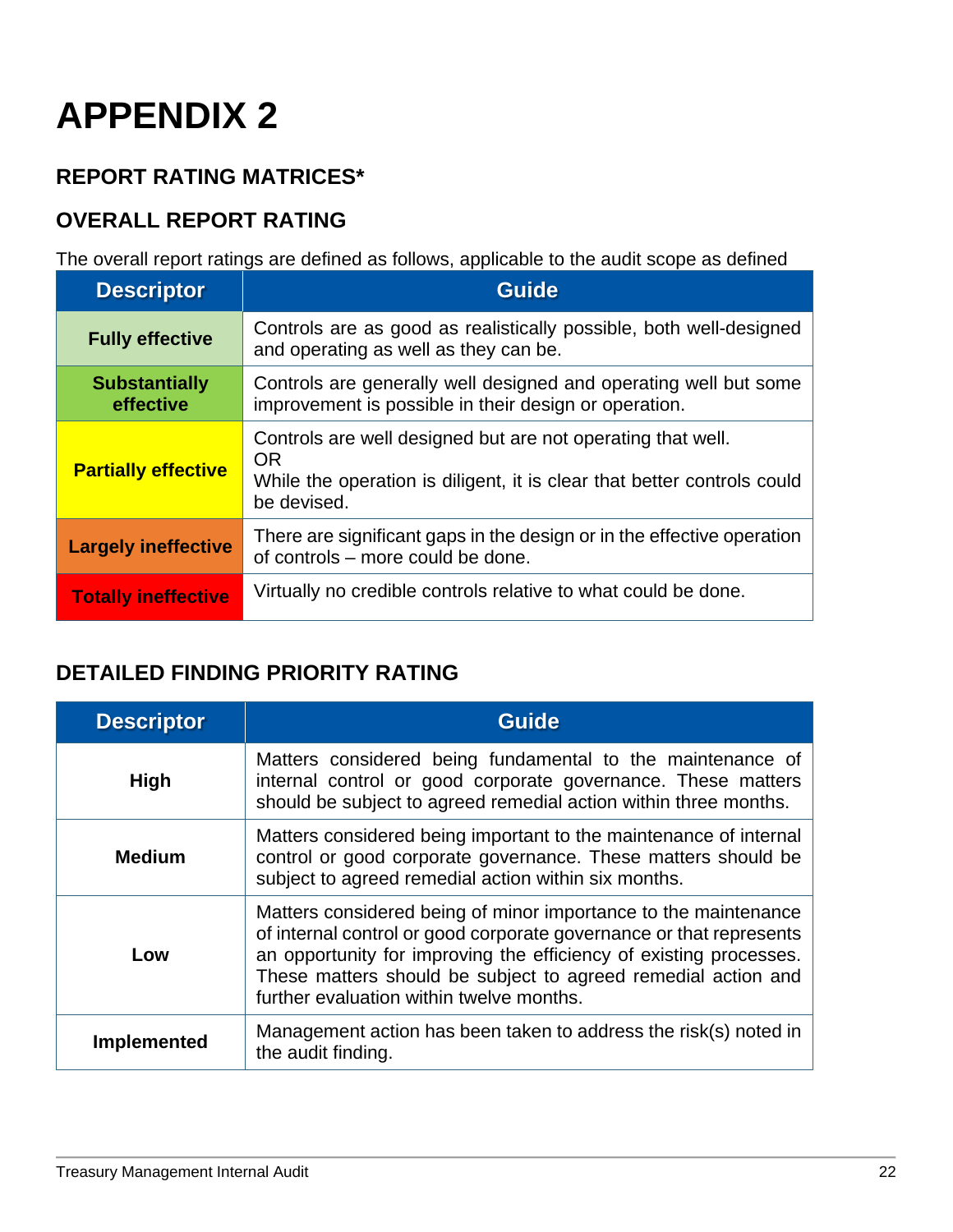# APPENDIX 2

## REPORT RATING MATRICES*

## OVERALL REPORT RATING

The overall report ratings are defined as follows, applicable to the audit scope as defined

| Descriptor | Guide |
|---|---|
| **Fully effective** | Controls are as good as realistically possible, both well-designed and operating as well as they can be. |
| **Substantially effective** | Controls are generally well designed and operating well but some improvement is possible in their design or operation. |
| **Partially effective** | Controls are well designed but are not operating that well.<br>OR<br>While the operation is diligent, it is clear that better controls could be devised. |
| **Largely ineffective** | There are significant gaps in the design or in the effective operation of controls – more could be done. |
| **Totally ineffective** | Virtually no credible controls relative to what could be done. |

## DETAILED FINDING PRIORITY RATING

| Descriptor | Guide |
|---|---|
| **High** | Matters considered being fundamental to the maintenance of internal control or good corporate governance. These matters should be subject to agreed remedial action within three months. |
| **Medium** | Matters considered being important to the maintenance of internal control or good corporate governance. These matters should be subject to agreed remedial action within six months. |
| **Low** | Matters considered being of minor importance to the maintenance of internal control or good corporate governance or that represents an opportunity for improving the efficiency of existing processes. These matters should be subject to agreed remedial action and further evaluation within twelve months. |
| **Implemented** | Management action has been taken to address the risk(s) noted in the audit finding. |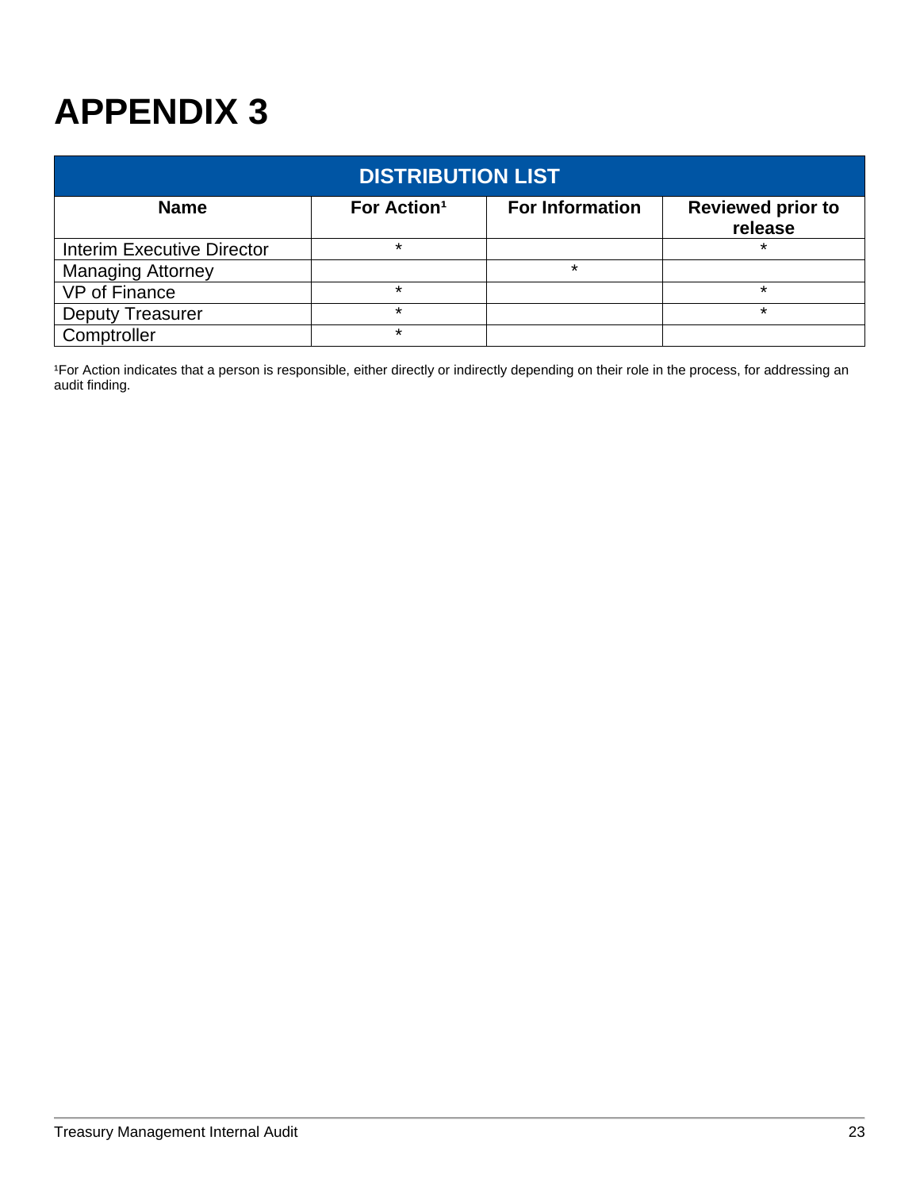# APPENDIX 3

| DISTRIBUTION LIST | | | |
|---|---|---|---|
| **Name** | **For Action[1]** | **For Information** | **Reviewed prior to release** |
| Interim Executive Director | * | | * |
| Managing Attorney | | * | |
| VP of Finance | * | | * |
| Deputy Treasurer | * | | * |
| Comptroller | * | | |

[1]For Action indicates that a person is responsible, either directly or indirectly depending on their role in the process, for addressing an audit finding.